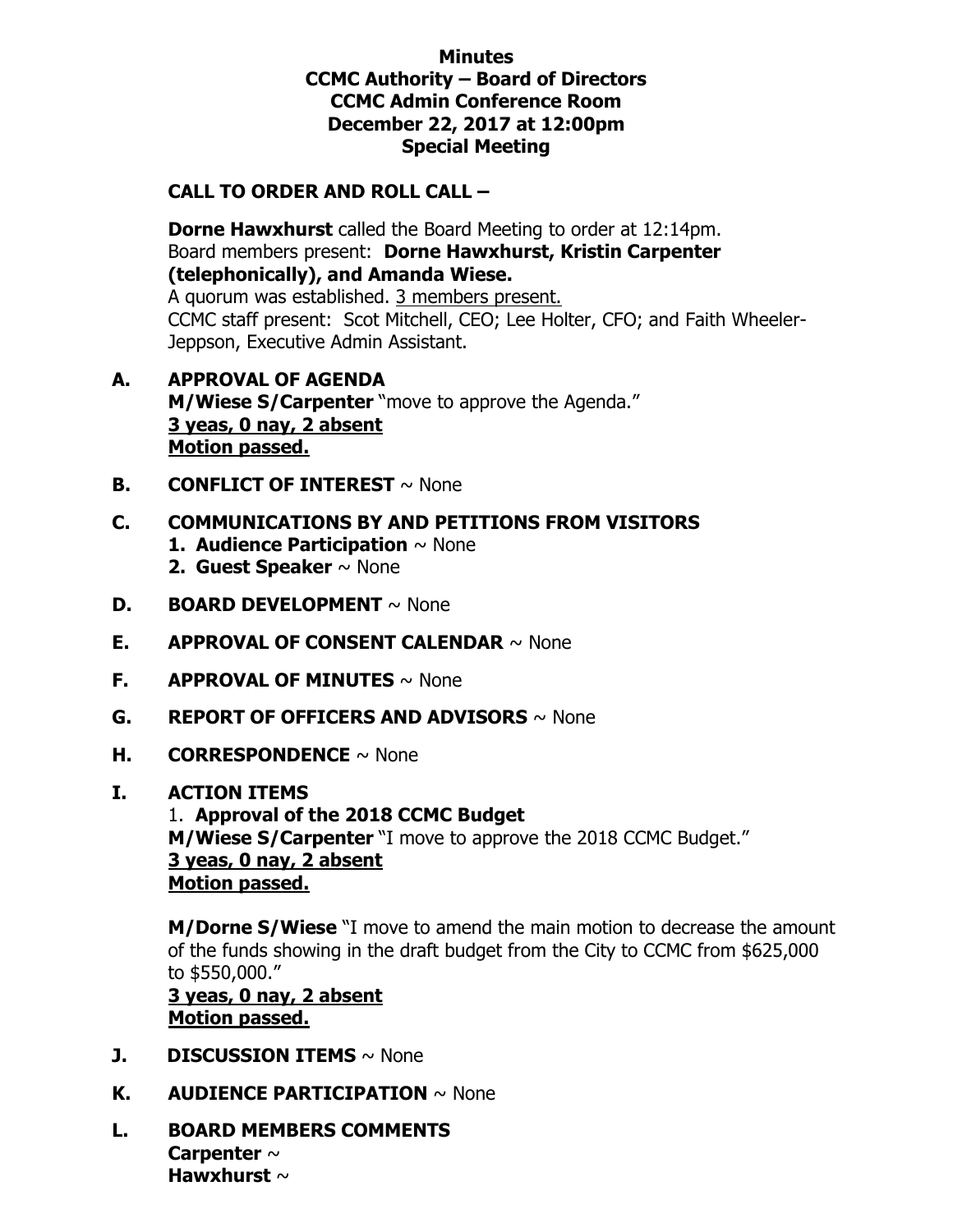**Minutes**
**CCMC Authority – Board of Directors**
**CCMC Admin Conference Room**
**December 22, 2017 at 12:00pm**
**Special Meeting**

**CALL TO ORDER AND ROLL CALL –**

**Dorne Hawxhurst** called the Board Meeting to order at 12:14pm.
Board members present: **Dorne Hawxhurst, Kristin Carpenter (telephonically), and Amanda Wiese.**
A quorum was established. 3 members present.
CCMC staff present: Scot Mitchell, CEO; Lee Holter, CFO; and Faith Wheeler-Jeppson, Executive Admin Assistant.

**A. APPROVAL OF AGENDA**
**M/Wiese S/Carpenter** "move to approve the Agenda."
**3 yeas, 0 nay, 2 absent**
**Motion passed.**

**B. CONFLICT OF INTEREST** ~ None

**C. COMMUNICATIONS BY AND PETITIONS FROM VISITORS**
1. **Audience Participation** ~ None
2. **Guest Speaker** ~ None

**D. BOARD DEVELOPMENT** ~ None

**E. APPROVAL OF CONSENT CALENDAR** ~ None

**F. APPROVAL OF MINUTES** ~ None

**G. REPORT OF OFFICERS AND ADVISORS** ~ None

**H. CORRESPONDENCE** ~ None

**I. ACTION ITEMS**
1. **Approval of the 2018 CCMC Budget**
**M/Wiese S/Carpenter** "I move to approve the 2018 CCMC Budget."
**3 yeas, 0 nay, 2 absent**
**Motion passed.**

**M/Dorne S/Wiese** "I move to amend the main motion to decrease the amount of the funds showing in the draft budget from the City to CCMC from $625,000 to $550,000."
**3 yeas, 0 nay, 2 absent**
**Motion passed.**

**J. DISCUSSION ITEMS** ~ None

**K. AUDIENCE PARTICIPATION** ~ None

**L. BOARD MEMBERS COMMENTS**
**Carpenter** ~
**Hawxhurst** ~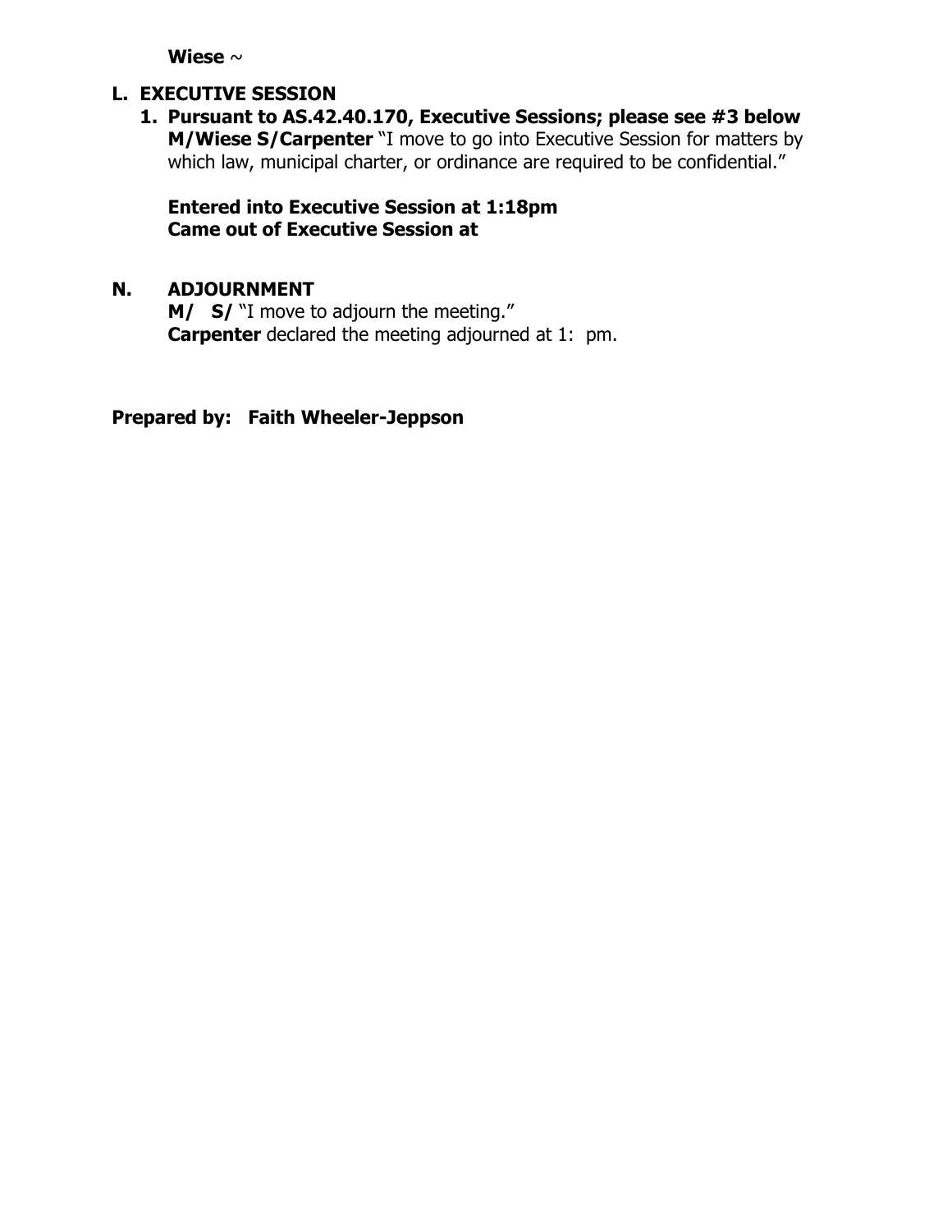**Wiese** ~

## L. EXECUTIVE SESSION

1. **Pursuant to AS.42.40.170, Executive Sessions; please see #3 below**
   **M/Wiese S/Carpenter** "I move to go into Executive Session for matters by which law, municipal charter, or ordinance are required to be confidential."

   **Entered into Executive Session at 1:18pm**
   **Came out of Executive Session at**

## N. ADJOURNMENT

**M/ S/** "I move to adjourn the meeting."
**Carpenter** declared the meeting adjourned at 1: pm.

**Prepared by: Faith Wheeler-Jeppson**